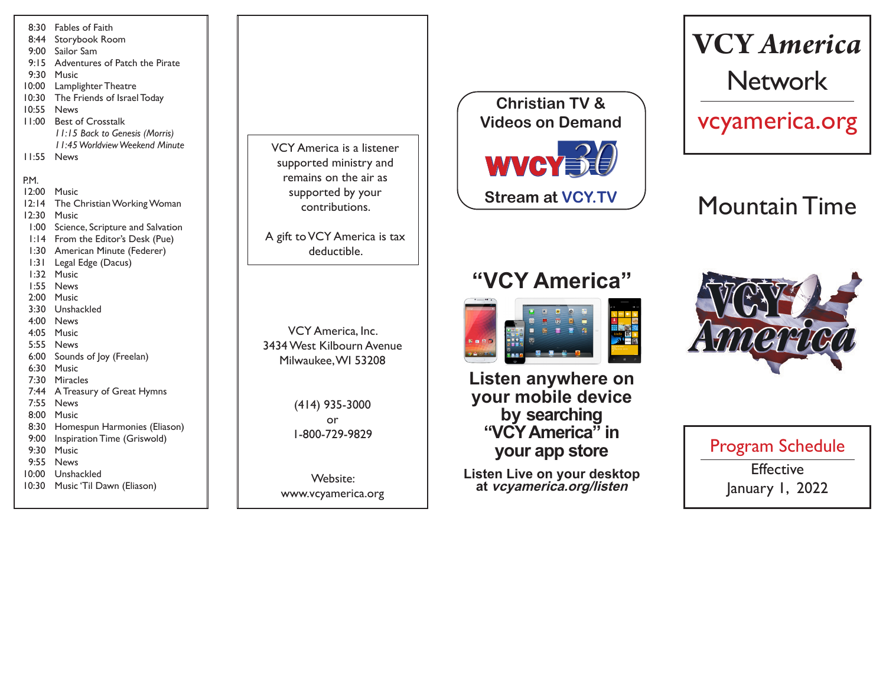8:30 Fables of Faith
8:44 Storybook Room
9:00 Sailor Sam
9:15 Adventures of Patch the Pirate
9:30 Music
10:00 Lamplighter Theatre
10:30 The Friends of Israel Today
10:55 News
11:00 Best of Crosstalk
*11:15 Back to Genesis (Morris)*
*11:45 Worldview Weekend Minute*
11:55 News

P.M.
12:00 Music
12:14 The Christian Working Woman
12:30 Music
1:00 Science, Scripture and Salvation
1:14 From the Editor's Desk (Pue)
1:30 American Minute (Federer)
1:31 Legal Edge (Dacus)
1:32 Music
1:55 News
2:00 Music
3:30 Unshackled
4:00 News
4:05 Music
5:55 News
6:00 Sounds of Joy (Freelan)
6:30 Music
7:30 Miracles
7:44 A Treasury of Great Hymns
7:55 News
8:00 Music
8:30 Homespun Harmonies (Eliason)
9:00 Inspiration Time (Griswold)
9:30 Music
9:55 News
10:00 Unshackled
10:30 Music 'Til Dawn (Eliason)

VCY America is a listener supported ministry and remains on the air as supported by your contributions.

A gift to VCY America is tax deductible.

VCY America, Inc.
3434 West Kilbourn Avenue
Milwaukee, WI 53208

(414) 935-3000
or
1-800-729-9829

Website:
www.vcyamerica.org

**Christian TV & Videos on Demand**

WVCY 30

**Stream at VCY.TV**

## "VCY America"

**Listen anywhere on your mobile device by searching "VCY America" in your app store**

**Listen Live on your desktop at *vcyamerica.org/listen***

# VCY *America* Network

vcyamerica.org

## Mountain Time

VCY America

Program Schedule
Effective
January 1, 2022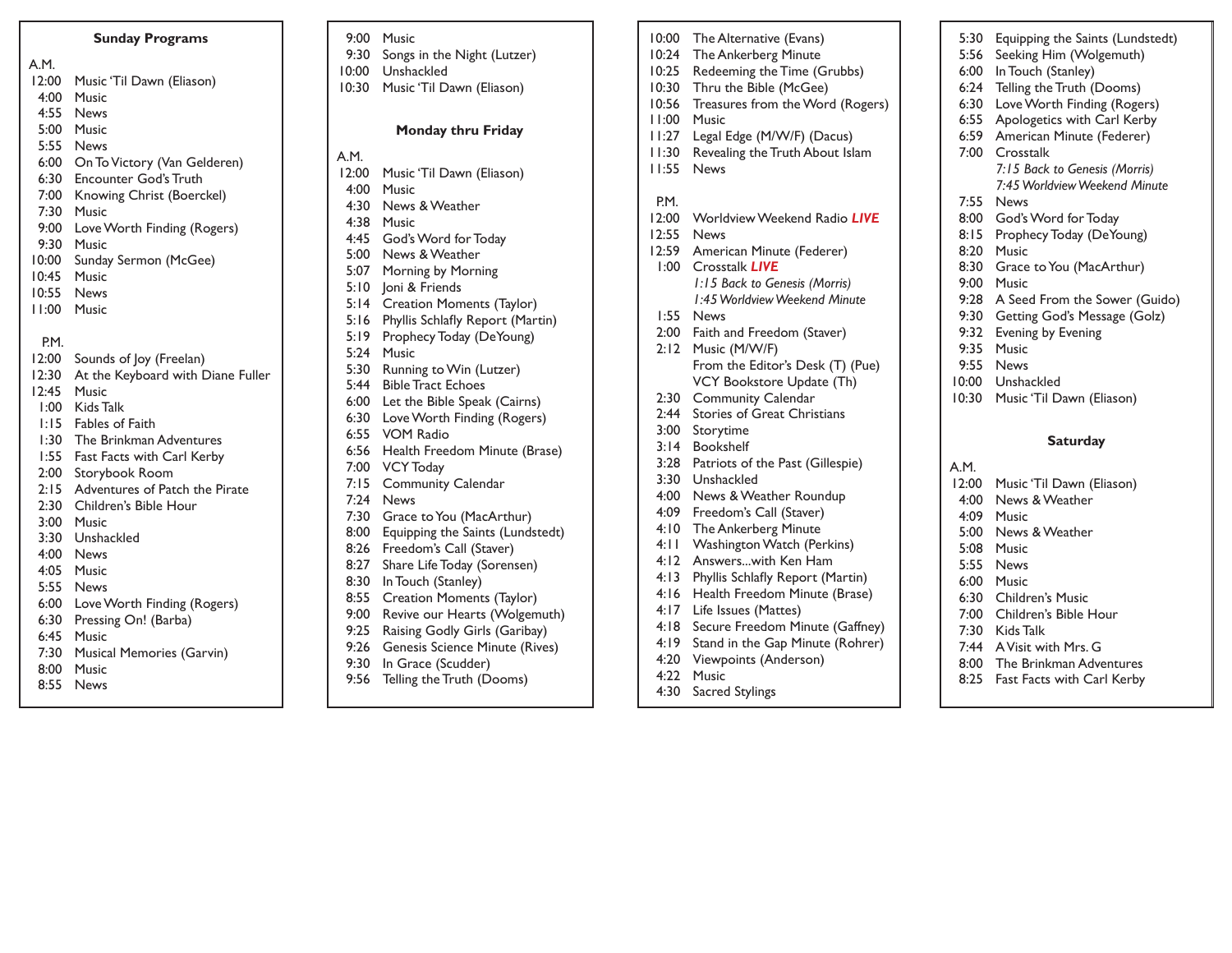## Sunday Programs

A.M.

12:00 Music 'Til Dawn (Eliason)
4:00 Music
4:55 News
5:00 Music
5:55 News
6:00 On To Victory (Van Gelderen)
6:30 Encounter God's Truth
7:00 Knowing Christ (Boerckel)
7:30 Music
9:00 Love Worth Finding (Rogers)
9:30 Music
10:00 Sunday Sermon (McGee)
10:45 Music
10:55 News
11:00 Music

P.M.

12:00 Sounds of Joy (Freelan)
12:30 At the Keyboard with Diane Fuller
12:45 Music
1:00 Kids Talk
1:15 Fables of Faith
1:30 The Brinkman Adventures
1:55 Fast Facts with Carl Kerby
2:00 Storybook Room
2:15 Adventures of Patch the Pirate
2:30 Children's Bible Hour
3:00 Music
3:30 Unshackled
4:00 News
4:05 Music
5:55 News
6:00 Love Worth Finding (Rogers)
6:30 Pressing On! (Barba)
6:45 Music
7:30 Musical Memories (Garvin)
8:00 Music
8:55 News
9:00 Music
9:30 Songs in the Night (Lutzer)
10:00 Unshackled
10:30 Music 'Til Dawn (Eliason)

## Monday thru Friday

A.M.

12:00 Music 'Til Dawn (Eliason)
4:00 Music
4:30 News & Weather
4:38 Music
4:45 God's Word for Today
5:00 News & Weather
5:07 Morning by Morning
5:10 Joni & Friends
5:14 Creation Moments (Taylor)
5:16 Phyllis Schlafly Report (Martin)
5:19 Prophecy Today (DeYoung)
5:24 Music
5:30 Running to Win (Lutzer)
5:44 Bible Tract Echoes
6:00 Let the Bible Speak (Cairns)
6:30 Love Worth Finding (Rogers)
6:55 VOM Radio
6:56 Health Freedom Minute (Brase)
7:00 VCY Today
7:15 Community Calendar
7:24 News
7:30 Grace to You (MacArthur)
8:00 Equipping the Saints (Lundstedt)
8:26 Freedom's Call (Staver)
8:27 Share Life Today (Sorensen)
8:30 In Touch (Stanley)
8:55 Creation Moments (Taylor)
9:00 Revive our Hearts (Wolgemuth)
9:25 Raising Godly Girls (Garibay)
9:26 Genesis Science Minute (Rives)
9:30 In Grace (Scudder)
9:56 Telling the Truth (Dooms)
10:00 The Alternative (Evans)
10:24 The Ankerberg Minute
10:25 Redeeming the Time (Grubbs)
10:30 Thru the Bible (McGee)
10:56 Treasures from the Word (Rogers)
11:00 Music
11:27 Legal Edge (M/W/F) (Dacus)
11:30 Revealing the Truth About Islam
11:55 News

P.M.

12:00 Worldview Weekend Radio ***LIVE***
12:55 News
12:59 American Minute (Federer)
1:00 Crosstalk ***LIVE***
*1:15 Back to Genesis (Morris)*
*1:45 Worldview Weekend Minute*
1:55 News
2:00 Faith and Freedom (Staver)
2:12 Music (M/W/F)
From the Editor's Desk (T) (Pue)
VCY Bookstore Update (Th)
2:30 Community Calendar
2:44 Stories of Great Christians
3:00 Storytime
3:14 Bookshelf
3:28 Patriots of the Past (Gillespie)
3:30 Unshackled
4:00 News & Weather Roundup
4:09 Freedom's Call (Staver)
4:10 The Ankerberg Minute
4:11 Washington Watch (Perkins)
4:12 Answers...with Ken Ham
4:13 Phyllis Schlafly Report (Martin)
4:16 Health Freedom Minute (Brase)
4:17 Life Issues (Mattes)
4:18 Secure Freedom Minute (Gaffney)
4:19 Stand in the Gap Minute (Rohrer)
4:20 Viewpoints (Anderson)
4:22 Music
4:30 Sacred Stylings
5:30 Equipping the Saints (Lundstedt)
5:56 Seeking Him (Wolgemuth)
6:00 In Touch (Stanley)
6:24 Telling the Truth (Dooms)
6:30 Love Worth Finding (Rogers)
6:55 Apologetics with Carl Kerby
6:59 American Minute (Federer)
7:00 Crosstalk
*7:15 Back to Genesis (Morris)*
*7:45 Worldview Weekend Minute*
7:55 News
8:00 God's Word for Today
8:15 Prophecy Today (DeYoung)
8:20 Music
8:30 Grace to You (MacArthur)
9:00 Music
9:28 A Seed From the Sower (Guido)
9:30 Getting God's Message (Golz)
9:32 Evening by Evening
9:35 Music
9:55 News
10:00 Unshackled
10:30 Music 'Til Dawn (Eliason)

## Saturday

A.M.

12:00 Music 'Til Dawn (Eliason)
4:00 News & Weather
4:09 Music
5:00 News & Weather
5:08 Music
5:55 News
6:00 Music
6:30 Children's Music
7:00 Children's Bible Hour
7:30 Kids Talk
7:44 A Visit with Mrs. G
8:00 The Brinkman Adventures
8:25 Fast Facts with Carl Kerby